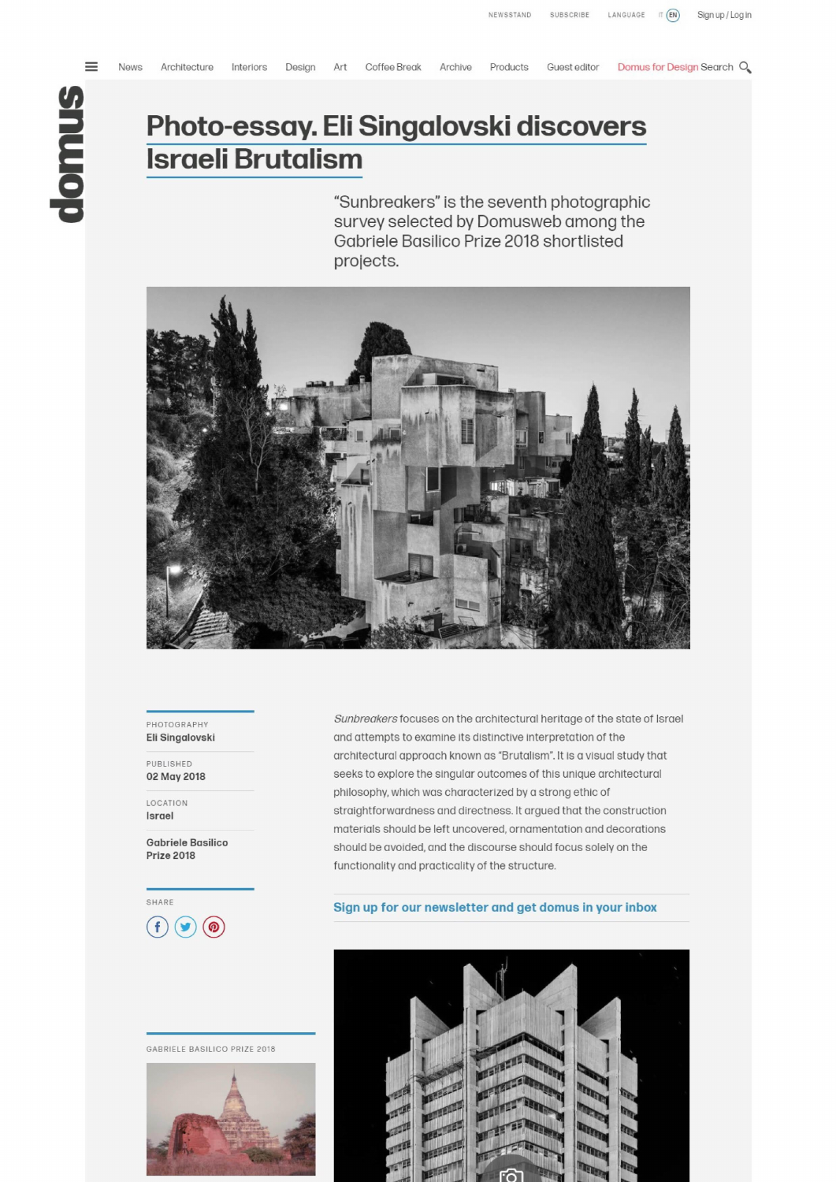# Photo-essay. Eli Singalovski discovers Israeli Brutalism

"Sunbreakers" is the seventh photographic survey selected by Domusweb among the Gabriele Basilico Prize 2018 shortlisted projects.

PHOTOGRAPHY
**Eli Singalovski**

PUBLISHED
**02 May 2018**

LOCATION
**Israel**

**Gabriele Basilico Prize 2018**

SHARE

*Sunbreakers* focuses on the architectural heritage of the state of Israel and attempts to examine its distinctive interpretation of the architectural approach known as "Brutalism". It is a visual study that seeks to explore the singular outcomes of this unique architectural philosophy, which was characterized by a strong ethic of straightforwardness and directness. It argued that the construction materials should be left uncovered, ornamentation and decorations should be avoided, and the discourse should focus solely on the functionality and practicality of the structure.

**Sign up for our newsletter and get domus in your inbox**

GABRIELE BASILICO PRIZE 2018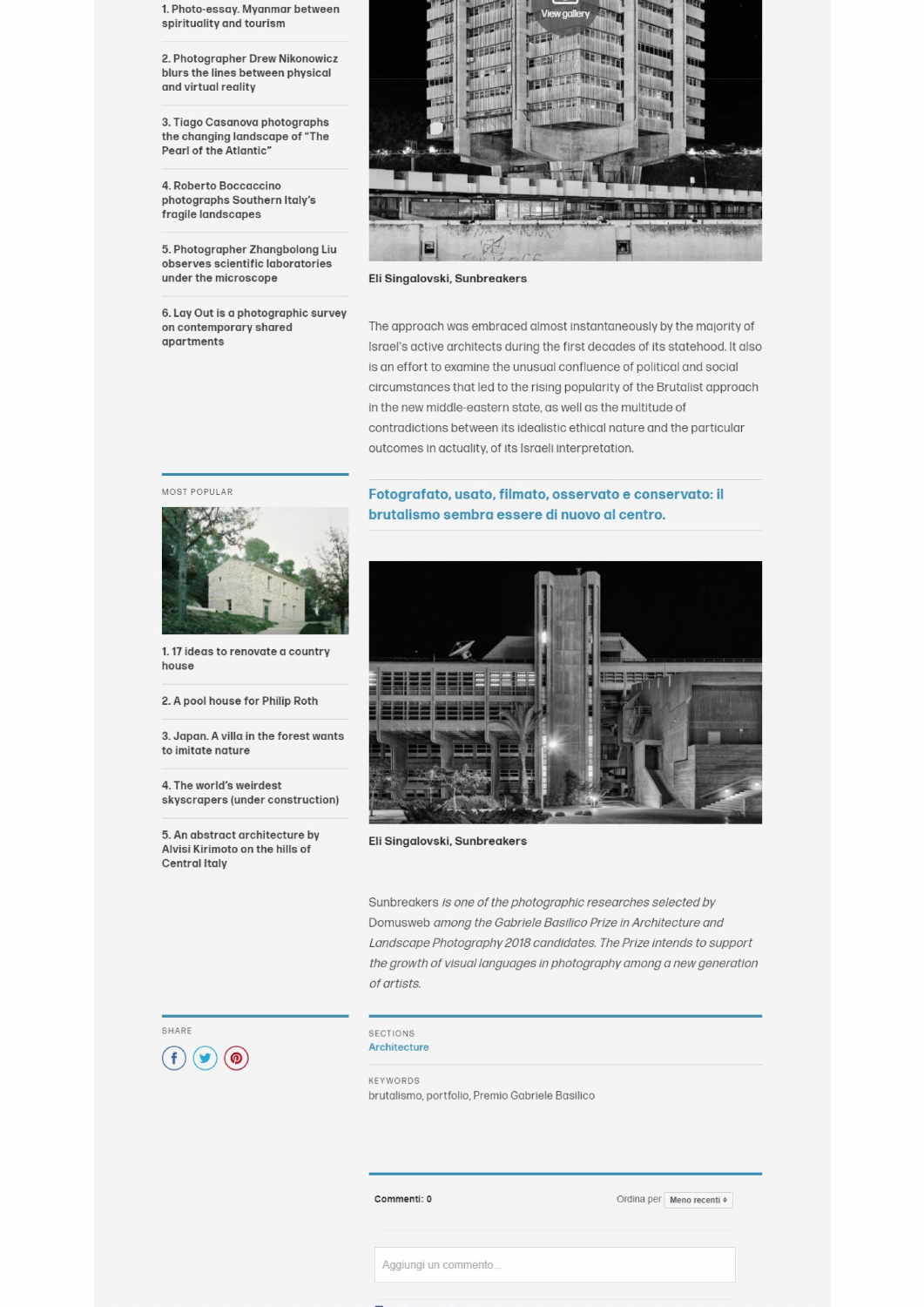1. Photo-essay. Myanmar between spirituality and tourism

2. Photographer Drew Nikonowicz blurs the lines between physical and virtual reality

3. Tiago Casanova photographs the changing landscape of "The Pearl of the Atlantic"

4. Roberto Boccaccino photographs Southern Italy's fragile landscapes

5. Photographer Zhangbolong Liu observes scientific laboratories under the microscope

6. Lay Out is a photographic survey on contemporary shared apartments

Eli Singalovski, Sunbreakers

The approach was embraced almost instantaneously by the majority of Israel's active architects during the first decades of its statehood. It also is an effort to examine the unusual confluence of political and social circumstances that led to the rising popularity of the Brutalist approach in the new middle-eastern state, as well as the multitude of contradictions between its idealistic ethical nature and the particular outcomes in actuality, of its Israeli interpretation.

**Fotografato, usato, filmato, osservato e conservato: il brutalismo sembra essere di nuovo al centro.**

Eli Singalovski, Sunbreakers

Sunbreakers *is one of the photographic researches selected by* Domusweb *among the Gabriele Basilico Prize in Architecture and Landscape Photography 2018 candidates. The Prize intends to support the growth of visual languages in photography among a new generation of artists.*

MOST POPULAR

1. 17 ideas to renovate a country house

2. A pool house for Philip Roth

3. Japan. A villa in the forest wants to imitate nature

4. The world's weirdest skyscrapers (under construction)

5. An abstract architecture by Alvisi Kirimoto on the hills of Central Italy

SHARE

SECTIONS
Architecture

KEYWORDS
brutalismo, portfolio, Premio Gabriele Basilico

Commenti: 0

Ordina per Meno recenti

Aggiungi un commento...